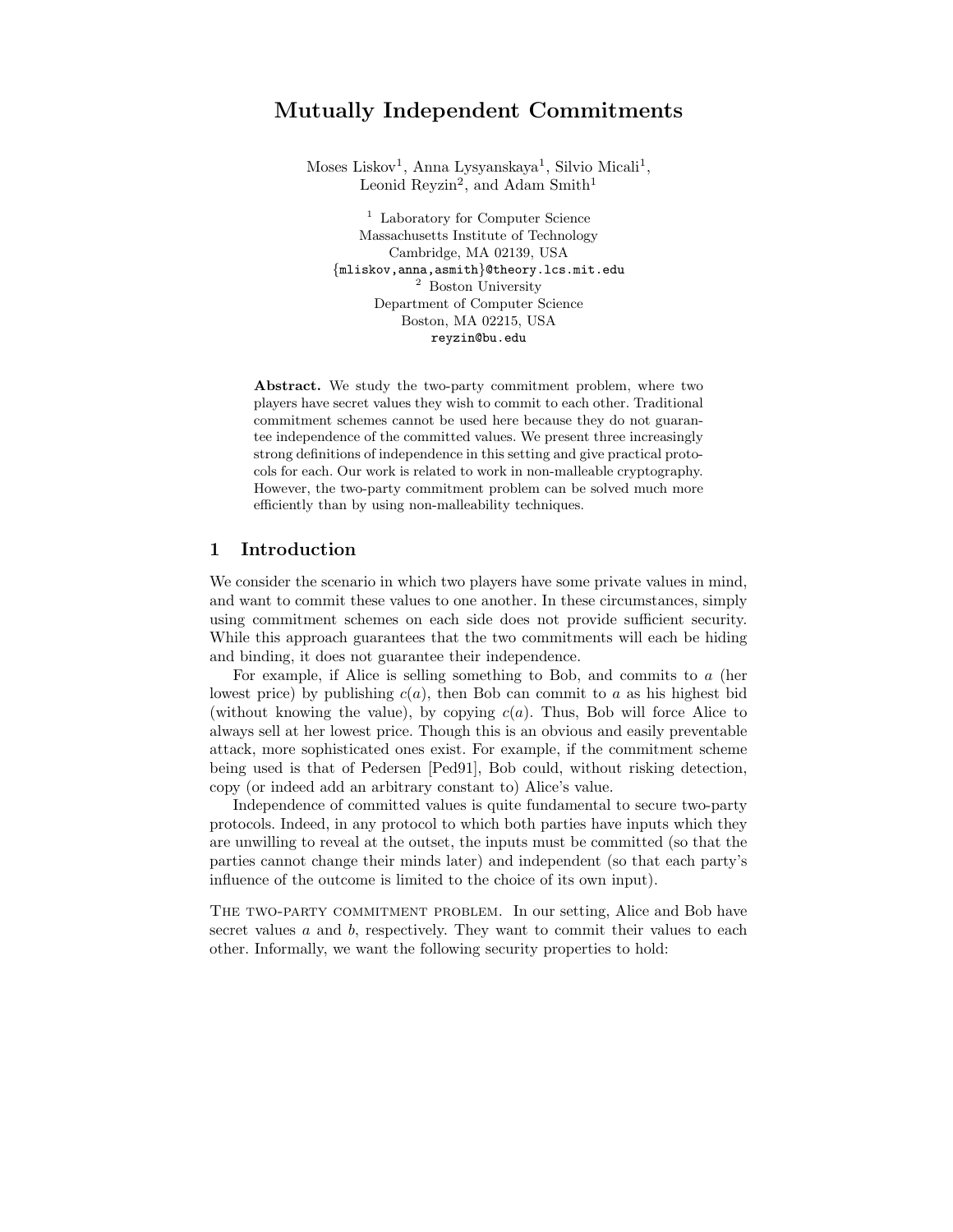# Mutually Independent Commitments

Moses Liskov[1], Anna Lysyanskaya[1], Silvio Micali[1], Leonid Reyzin[2], and Adam Smith[1]

[1] Laboratory for Computer Science
Massachusetts Institute of Technology
Cambridge, MA 02139, USA
{mliskov,anna,asmith}@theory.lcs.mit.edu

[2] Boston University
Department of Computer Science
Boston, MA 02215, USA
reyzin@bu.edu

**Abstract.** We study the two-party commitment problem, where two players have secret values they wish to commit to each other. Traditional commitment schemes cannot be used here because they do not guarantee independence of the committed values. We present three increasingly strong definitions of independence in this setting and give practical protocols for each. Our work is related to work in non-malleable cryptography. However, the two-party commitment problem can be solved much more efficiently than by using non-malleability techniques.

## 1 Introduction

We consider the scenario in which two players have some private values in mind, and want to commit these values to one another. In these circumstances, simply using commitment schemes on each side does not provide sufficient security. While this approach guarantees that the two commitments will each be hiding and binding, it does not guarantee their independence.

For example, if Alice is selling something to Bob, and commits to $a$ (her lowest price) by publishing $c(a)$, then Bob can commit to $a$ as his highest bid (without knowing the value), by copying $c(a)$. Thus, Bob will force Alice to always sell at her lowest price. Though this is an obvious and easily preventable attack, more sophisticated ones exist. For example, if the commitment scheme being used is that of Pedersen [Ped91], Bob could, without risking detection, copy (or indeed add an arbitrary constant to) Alice's value.

Independence of committed values is quite fundamental to secure two-party protocols. Indeed, in any protocol to which both parties have inputs which they are unwilling to reveal at the outset, the inputs must be committed (so that the parties cannot change their minds later) and independent (so that each party's influence of the outcome is limited to the choice of its own input).

The two-party commitment problem. In our setting, Alice and Bob have secret values $a$ and $b$, respectively. They want to commit their values to each other. Informally, we want the following security properties to hold: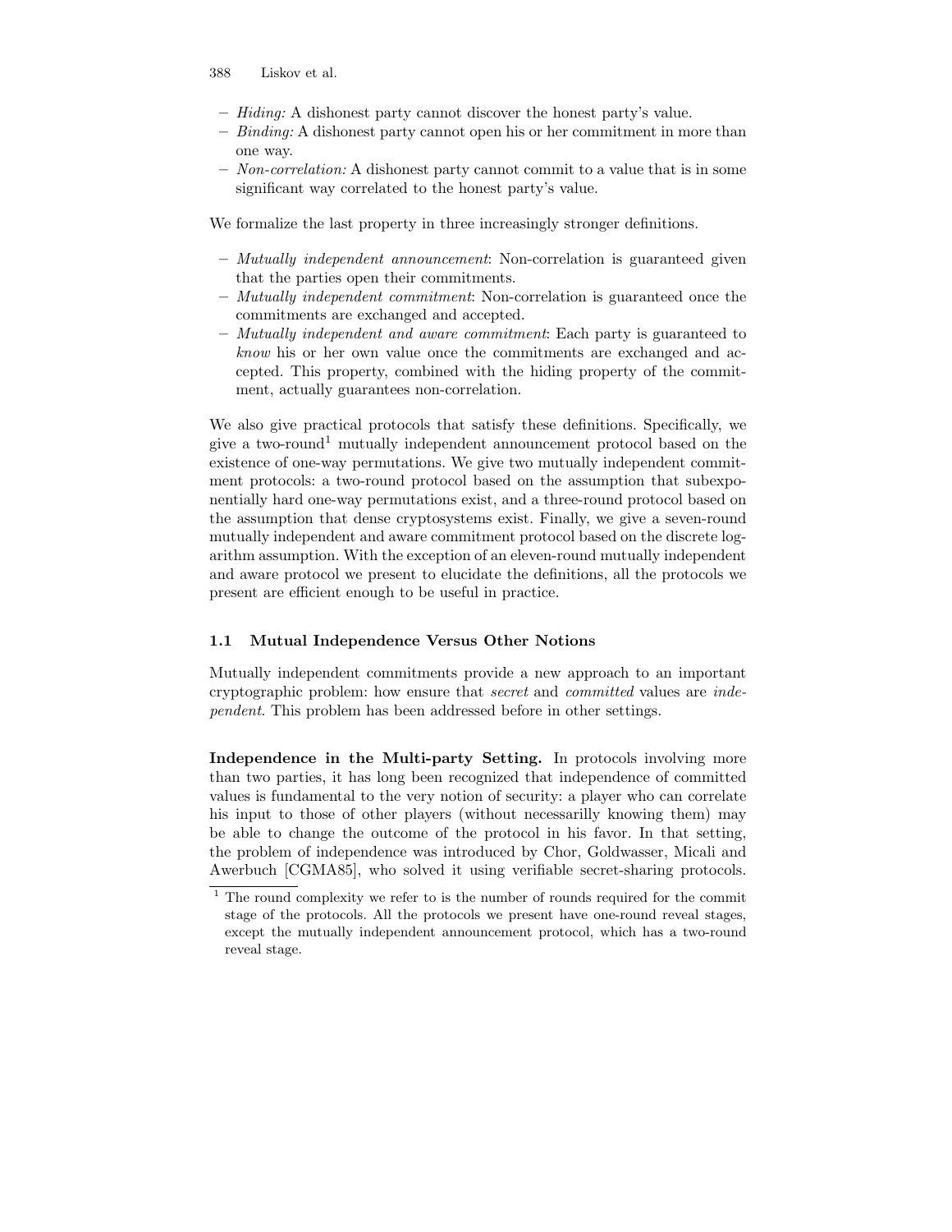- *Hiding:* A dishonest party cannot discover the honest party's value.
- *Binding:* A dishonest party cannot open his or her commitment in more than one way.
- *Non-correlation:* A dishonest party cannot commit to a value that is in some significant way correlated to the honest party's value.

We formalize the last property in three increasingly stronger definitions.

- *Mutually independent announcement*: Non-correlation is guaranteed given that the parties open their commitments.
- *Mutually independent commitment*: Non-correlation is guaranteed once the commitments are exchanged and accepted.
- *Mutually independent and aware commitment*: Each party is guaranteed to *know* his or her own value once the commitments are exchanged and accepted. This property, combined with the hiding property of the commitment, actually guarantees non-correlation.

We also give practical protocols that satisfy these definitions. Specifically, we give a two-round[1] mutually independent announcement protocol based on the existence of one-way permutations. We give two mutually independent commitment protocols: a two-round protocol based on the assumption that subexponentially hard one-way permutations exist, and a three-round protocol based on the assumption that dense cryptosystems exist. Finally, we give a seven-round mutually independent and aware commitment protocol based on the discrete logarithm assumption. With the exception of an eleven-round mutually independent and aware protocol we present to elucidate the definitions, all the protocols we present are efficient enough to be useful in practice.

### 1.1 Mutual Independence Versus Other Notions

Mutually independent commitments provide a new approach to an important cryptographic problem: how ensure that *secret* and *committed* values are *independent*. This problem has been addressed before in other settings.

**Independence in the Multi-party Setting.** In protocols involving more than two parties, it has long been recognized that independence of committed values is fundamental to the very notion of security: a player who can correlate his input to those of other players (without necessarily knowing them) may be able to change the outcome of the protocol in his favor. In that setting, the problem of independence was introduced by Chor, Goldwasser, Micali and Awerbuch [CGMA85], who solved it using verifiable secret-sharing protocols.

[1] The round complexity we refer to is the number of rounds required for the commit stage of the protocols. All the protocols we present have one-round reveal stages, except the mutually independent announcement protocol, which has a two-round reveal stage.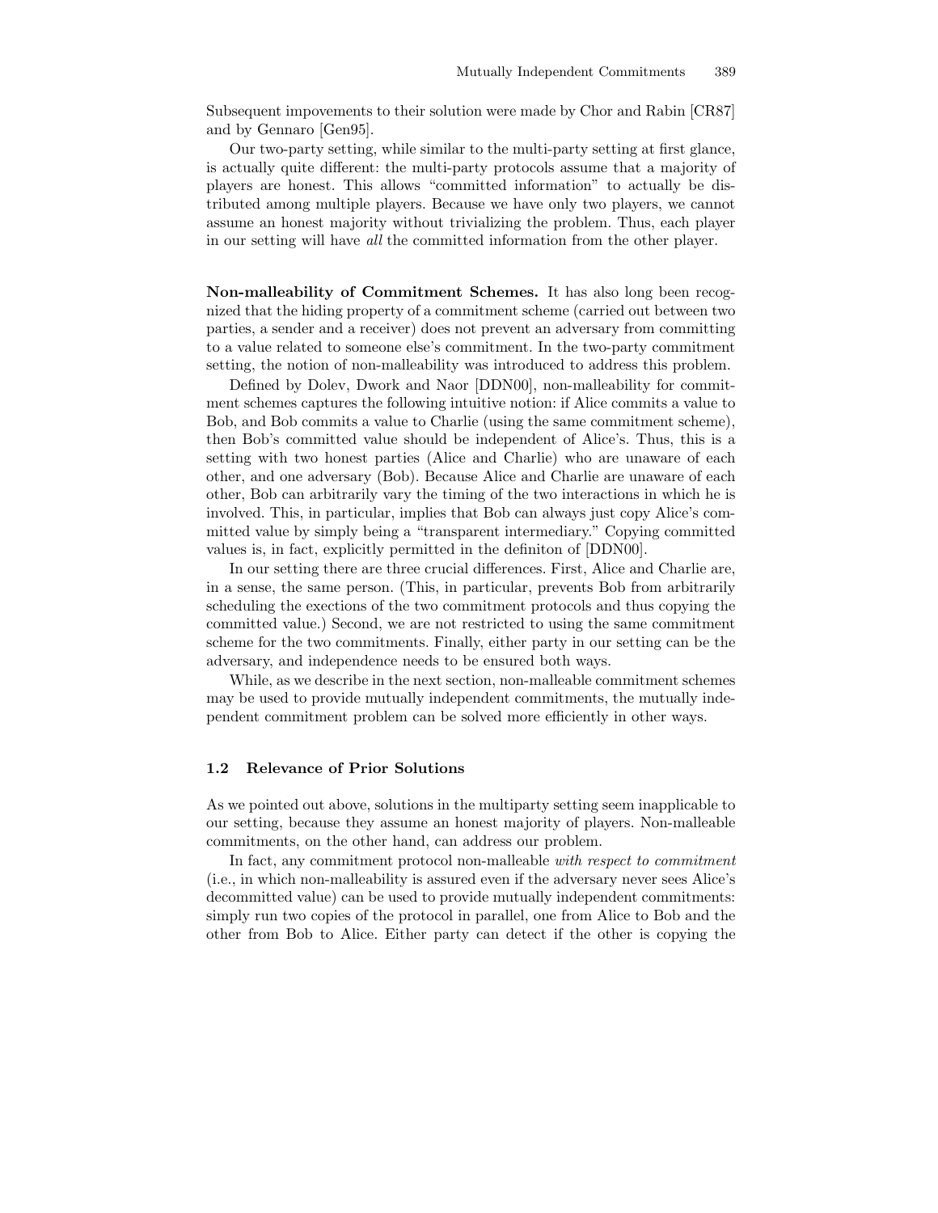Subsequent impovements to their solution were made by Chor and Rabin [CR87] and by Gennaro [Gen95].

Our two-party setting, while similar to the multi-party setting at first glance, is actually quite different: the multi-party protocols assume that a majority of players are honest. This allows "committed information" to actually be distributed among multiple players. Because we have only two players, we cannot assume an honest majority without trivializing the problem. Thus, each player in our setting will have *all* the committed information from the other player.

**Non-malleability of Commitment Schemes.** It has also long been recognized that the hiding property of a commitment scheme (carried out between two parties, a sender and a receiver) does not prevent an adversary from committing to a value related to someone else's commitment. In the two-party commitment setting, the notion of non-malleability was introduced to address this problem.

Defined by Dolev, Dwork and Naor [DDN00], non-malleability for commitment schemes captures the following intuitive notion: if Alice commits a value to Bob, and Bob commits a value to Charlie (using the same commitment scheme), then Bob's committed value should be independent of Alice's. Thus, this is a setting with two honest parties (Alice and Charlie) who are unaware of each other, and one adversary (Bob). Because Alice and Charlie are unaware of each other, Bob can arbitrarily vary the timing of the two interactions in which he is involved. This, in particular, implies that Bob can always just copy Alice's committed value by simply being a "transparent intermediary." Copying committed values is, in fact, explicitly permitted in the definiton of [DDN00].

In our setting there are three crucial differences. First, Alice and Charlie are, in a sense, the same person. (This, in particular, prevents Bob from arbitrarily scheduling the exections of the two commitment protocols and thus copying the committed value.) Second, we are not restricted to using the same commitment scheme for the two commitments. Finally, either party in our setting can be the adversary, and independence needs to be ensured both ways.

While, as we describe in the next section, non-malleable commitment schemes may be used to provide mutually independent commitments, the mutually independent commitment problem can be solved more efficiently in other ways.

### 1.2 Relevance of Prior Solutions

As we pointed out above, solutions in the multiparty setting seem inapplicable to our setting, because they assume an honest majority of players. Non-malleable commitments, on the other hand, can address our problem.

In fact, any commitment protocol non-malleable *with respect to commitment* (i.e., in which non-malleability is assured even if the adversary never sees Alice's decommitted value) can be used to provide mutually independent commitments: simply run two copies of the protocol in parallel, one from Alice to Bob and the other from Bob to Alice. Either party can detect if the other is copying the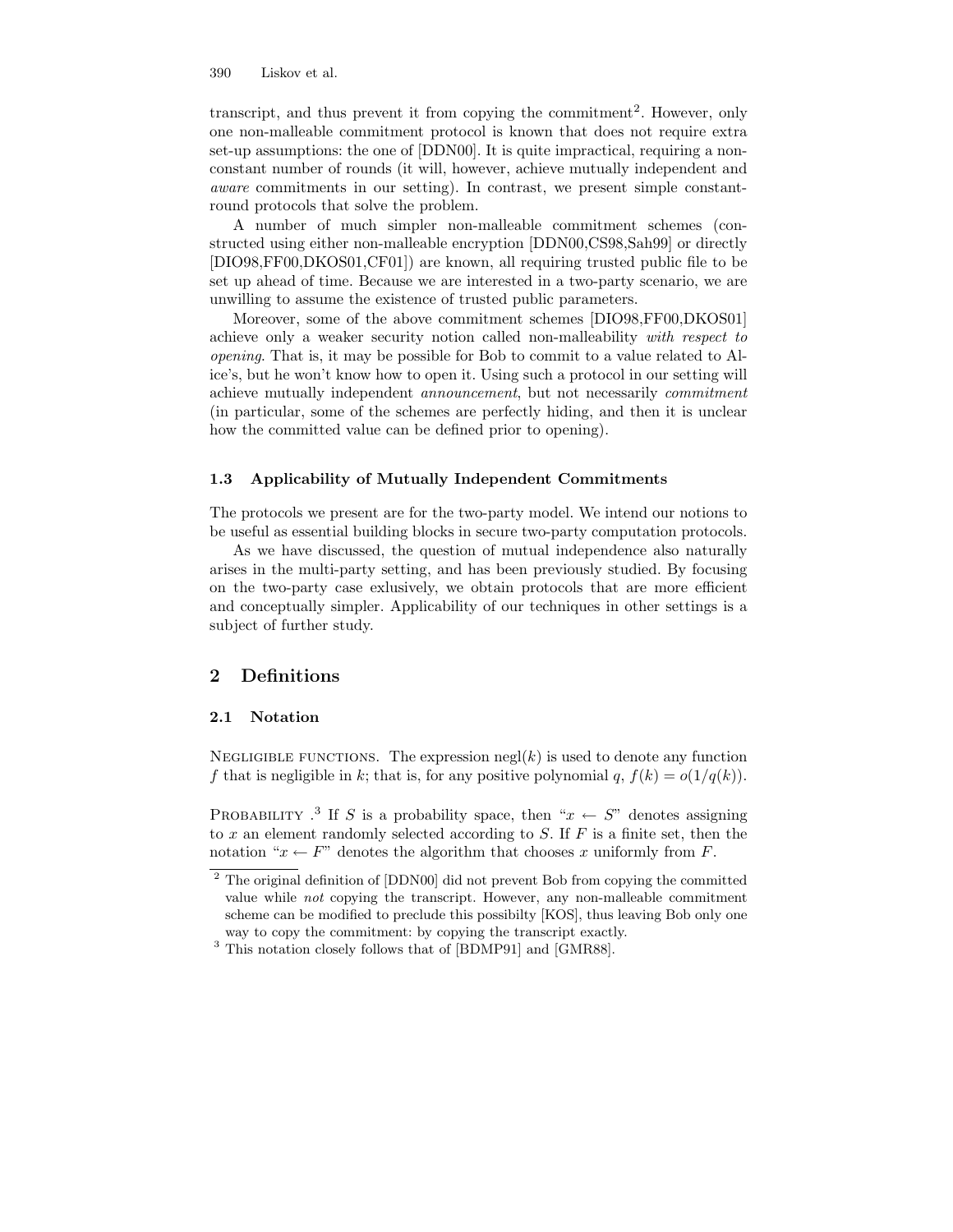transcript, and thus prevent it from copying the commitment[2]. However, only one non-malleable commitment protocol is known that does not require extra set-up assumptions: the one of [DDN00]. It is quite impractical, requiring a non-constant number of rounds (it will, however, achieve mutually independent and *aware* commitments in our setting). In contrast, we present simple constant-round protocols that solve the problem.

A number of much simpler non-malleable commitment schemes (constructed using either non-malleable encryption [DDN00,CS98,Sah99] or directly [DIO98,FF00,DKOS01,CF01]) are known, all requiring trusted public file to be set up ahead of time. Because we are interested in a two-party scenario, we are unwilling to assume the existence of trusted public parameters.

Moreover, some of the above commitment schemes [DIO98,FF00,DKOS01] achieve only a weaker security notion called non-malleability *with respect to opening*. That is, it may be possible for Bob to commit to a value related to Alice's, but he won't know how to open it. Using such a protocol in our setting will achieve mutually independent *announcement*, but not necessarily *commitment* (in particular, some of the schemes are perfectly hiding, and then it is unclear how the committed value can be defined prior to opening).

### 1.3 Applicability of Mutually Independent Commitments

The protocols we present are for the two-party model. We intend our notions to be useful as essential building blocks in secure two-party computation protocols.

As we have discussed, the question of mutual independence also naturally arises in the multi-party setting, and has been previously studied. By focusing on the two-party case exlusively, we obtain protocols that are more efficient and conceptually simpler. Applicability of our techniques in other settings is a subject of further study.

## 2 Definitions

### 2.1 Notation

Negligible functions. The expression $\mathrm{negl}(k)$ is used to denote any function $f$ that is negligible in $k$; that is, for any positive polynomial $q$, $f(k) = o(1/q(k))$.

Probability .[3] If $S$ is a probability space, then "$x \leftarrow S$" denotes assigning to $x$ an element randomly selected according to $S$. If $F$ is a finite set, then the notation "$x \leftarrow F$" denotes the algorithm that chooses $x$ uniformly from $F$.

---

[2] The original definition of [DDN00] did not prevent Bob from copying the committed value while *not* copying the transcript. However, any non-malleable commitment scheme can be modified to preclude this possibilty [KOS], thus leaving Bob only one way to copy the commitment: by copying the transcript exactly.

[3] This notation closely follows that of [BDMP91] and [GMR88].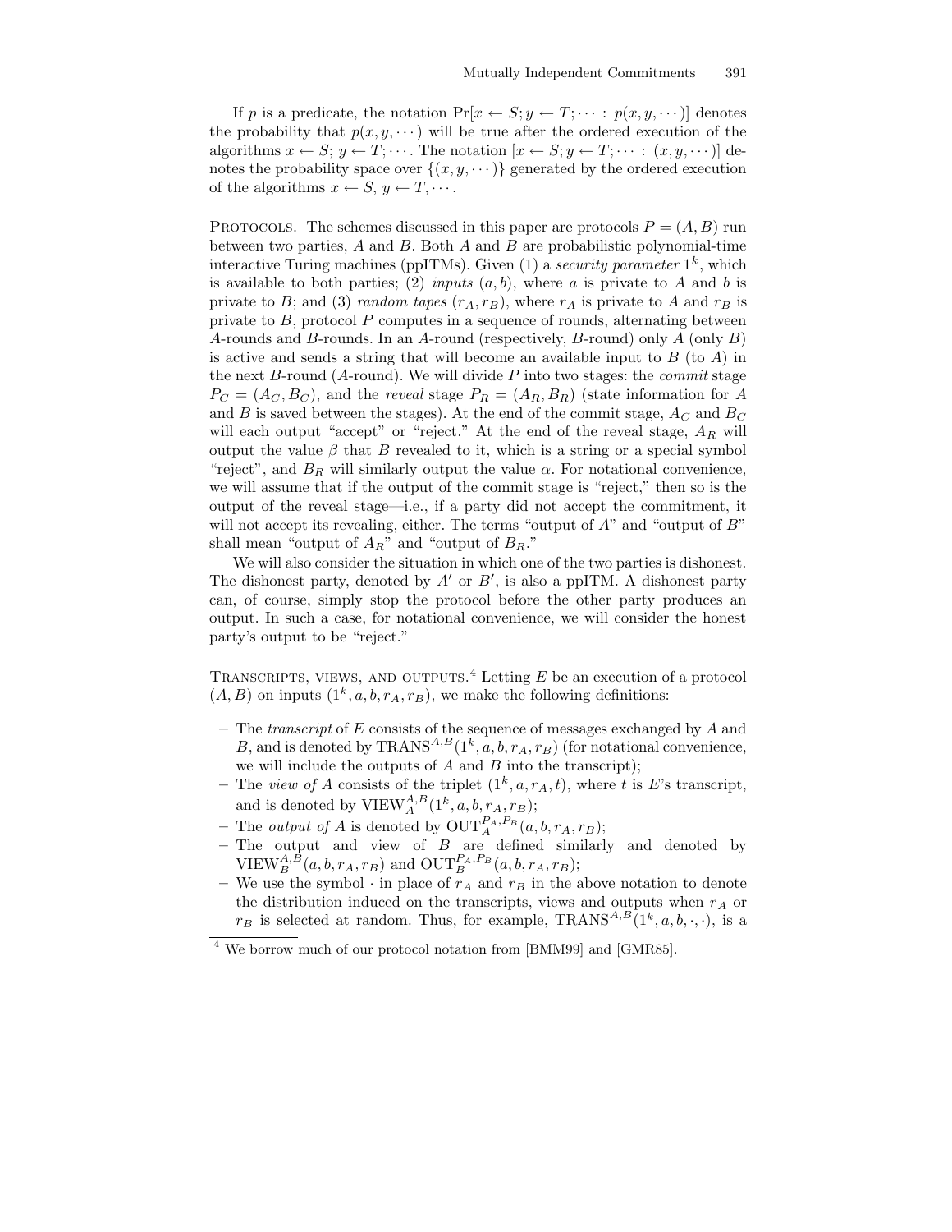If $p$ is a predicate, the notation $\Pr[x \leftarrow S; y \leftarrow T; \cdots : p(x, y, \cdots)]$ denotes the probability that $p(x, y, \cdots)$ will be true after the ordered execution of the algorithms $x \leftarrow S$; $y \leftarrow T$; $\cdots$. The notation $[x \leftarrow S; y \leftarrow T; \cdots : (x, y, \cdots)]$ denotes the probability space over $\{(x, y, \cdots)\}$ generated by the ordered execution of the algorithms $x \leftarrow S$, $y \leftarrow T$, $\cdots$.

PROTOCOLS. The schemes discussed in this paper are protocols $P = (A, B)$ run between two parties, $A$ and $B$. Both $A$ and $B$ are probabilistic polynomial-time interactive Turing machines (ppITMs). Given (1) a *security parameter* $1^k$, which is available to both parties; (2) *inputs* $(a, b)$, where $a$ is private to $A$ and $b$ is private to $B$; and (3) *random tapes* $(r_A, r_B)$, where $r_A$ is private to $A$ and $r_B$ is private to $B$, protocol $P$ computes in a sequence of rounds, alternating between $A$-rounds and $B$-rounds. In an $A$-round (respectively, $B$-round) only $A$ (only $B$) is active and sends a string that will become an available input to $B$ (to $A$) in the next $B$-round ($A$-round). We will divide $P$ into two stages: the *commit* stage $P_C = (A_C, B_C)$, and the *reveal* stage $P_R = (A_R, B_R)$ (state information for $A$ and $B$ is saved between the stages). At the end of the commit stage, $A_C$ and $B_C$ will each output "accept" or "reject." At the end of the reveal stage, $A_R$ will output the value $\beta$ that $B$ revealed to it, which is a string or a special symbol "reject", and $B_R$ will similarly output the value $\alpha$. For notational convenience, we will assume that if the output of the commit stage is "reject," then so is the output of the reveal stage—i.e., if a party did not accept the commitment, it will not accept its revealing, either. The terms "output of $A$" and "output of $B$" shall mean "output of $A_R$" and "output of $B_R$."

We will also consider the situation in which one of the two parties is dishonest. The dishonest party, denoted by $A'$ or $B'$, is also a ppITM. A dishonest party can, of course, simply stop the protocol before the other party produces an output. In such a case, for notational convenience, we will consider the honest party's output to be "reject."

TRANSCRIPTS, VIEWS, AND OUTPUTS.[4] Letting $E$ be an execution of a protocol $(A, B)$ on inputs $(1^k, a, b, r_A, r_B)$, we make the following definitions:

- The *transcript* of $E$ consists of the sequence of messages exchanged by $A$ and $B$, and is denoted by $\mathrm{TRANS}^{A,B}(1^k, a, b, r_A, r_B)$ (for notational convenience, we will include the outputs of $A$ and $B$ into the transcript);
- The *view of* $A$ consists of the triplet $(1^k, a, r_A, t)$, where $t$ is $E$'s transcript, and is denoted by $\mathrm{VIEW}_A^{A,B}(1^k, a, b, r_A, r_B)$;
- The *output of* $A$ is denoted by $\mathrm{OUT}_A^{P_A,P_B}(a, b, r_A, r_B)$;
- The output and view of $B$ are defined similarly and denoted by $\mathrm{VIEW}_B^{A,B}(a, b, r_A, r_B)$ and $\mathrm{OUT}_B^{P_A,P_B}(a, b, r_A, r_B)$;
- We use the symbol $\cdot$ in place of $r_A$ and $r_B$ in the above notation to denote the distribution induced on the transcripts, views and outputs when $r_A$ or $r_B$ is selected at random. Thus, for example, $\mathrm{TRANS}^{A,B}(1^k, a, b, \cdot, \cdot)$, is a

[4] We borrow much of our protocol notation from [BMM99] and [GMR85].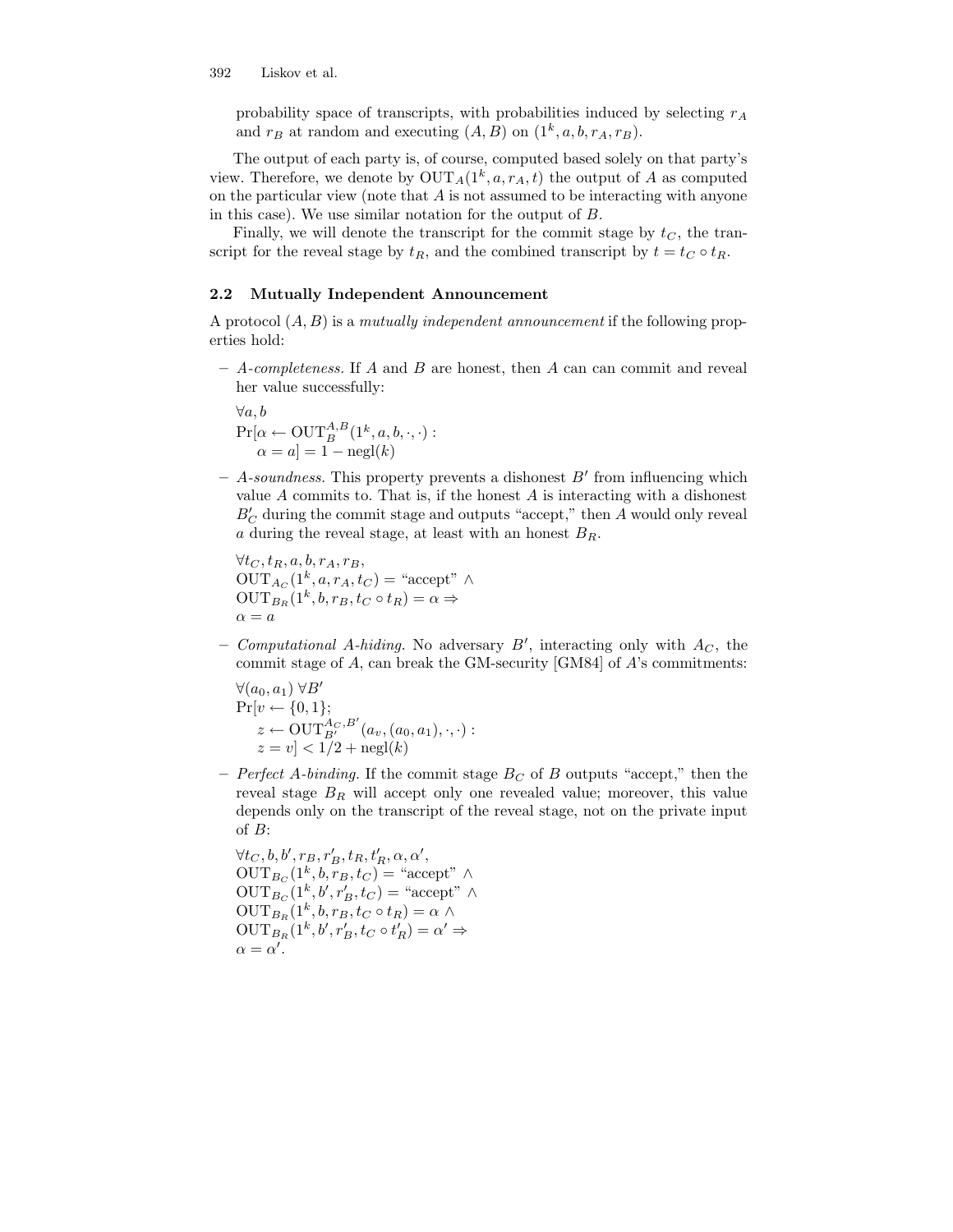probability space of transcripts, with probabilities induced by selecting $r_A$ and $r_B$ at random and executing $(A, B)$ on $(1^k, a, b, r_A, r_B)$.

The output of each party is, of course, computed based solely on that party's view. Therefore, we denote by $\text{OUT}_A(1^k, a, r_A, t)$ the output of $A$ as computed on the particular view (note that $A$ is not assumed to be interacting with anyone in this case). We use similar notation for the output of $B$.

Finally, we will denote the transcript for the commit stage by $t_C$, the transcript for the reveal stage by $t_R$, and the combined transcript by $t = t_C \circ t_R$.

### 2.2 Mutually Independent Announcement

A protocol $(A, B)$ is a *mutually independent announcement* if the following properties hold:

– *A-completeness.* If $A$ and $B$ are honest, then $A$ can can commit and reveal her value successfully:

$\forall a, b$
$\Pr[\alpha \leftarrow \text{OUT}_B^{A,B}(1^k, a, b, \cdot, \cdot) :$
$\quad \alpha = a] = 1 - \text{negl}(k)$

– *A-soundness.* This property prevents a dishonest $B'$ from influencing which value $A$ commits to. That is, if the honest $A$ is interacting with a dishonest $B'_C$ during the commit stage and outputs "accept," then $A$ would only reveal $a$ during the reveal stage, at least with an honest $B_R$.

$\forall t_C, t_R, a, b, r_A, r_B,$
$\text{OUT}_{A_C}(1^k, a, r_A, t_C) = \text{"accept"} \wedge$
$\text{OUT}_{B_R}(1^k, b, r_B, t_C \circ t_R) = \alpha \Rightarrow$
$\alpha = a$

– *Computational A-hiding.* No adversary $B'$, interacting only with $A_C$, the commit stage of $A$, can break the GM-security [GM84] of $A$'s commitments:

$\forall (a_0, a_1)\ \forall B'$
$\Pr[v \leftarrow \{0, 1\};$
$\quad z \leftarrow \text{OUT}_{B'}^{A_C, B'}(a_v, (a_0, a_1), \cdot, \cdot) :$
$\quad z = v] < 1/2 + \text{negl}(k)$

– *Perfect A-binding.* If the commit stage $B_C$ of $B$ outputs "accept," then the reveal stage $B_R$ will accept only one revealed value; moreover, this value depends only on the transcript of the reveal stage, not on the private input of $B$:

$\forall t_C, b, b', r_B, r'_B, t_R, t'_R, \alpha, \alpha',$
$\text{OUT}_{B_C}(1^k, b, r_B, t_C) = \text{"accept"} \wedge$
$\text{OUT}_{B_C}(1^k, b', r'_B, t_C) = \text{"accept"} \wedge$
$\text{OUT}_{B_R}(1^k, b, r_B, t_C \circ t_R) = \alpha \wedge$
$\text{OUT}_{B_R}(1^k, b', r'_B, t_C \circ t'_R) = \alpha' \Rightarrow$
$\alpha = \alpha'.$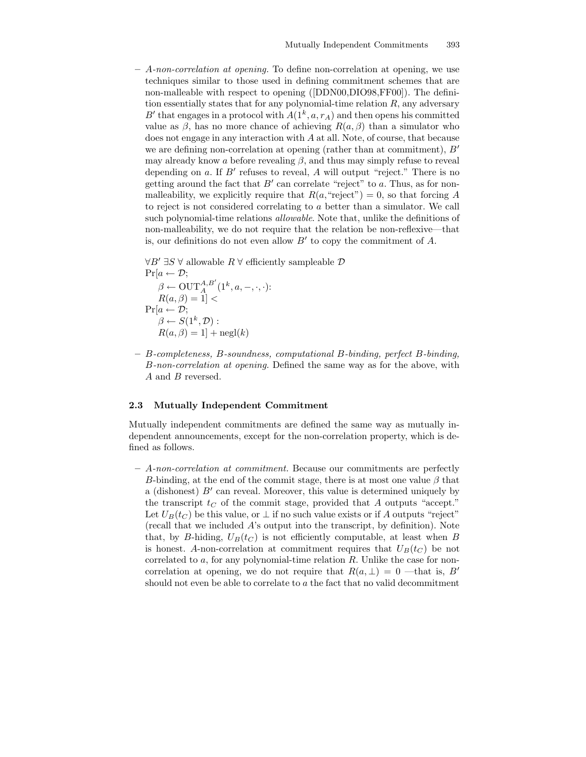– *A-non-correlation at opening.* To define non-correlation at opening, we use techniques similar to those used in defining commitment schemes that are non-malleable with respect to opening ([DDN00,DIO98,FF00]). The definition essentially states that for any polynomial-time relation $R$, any adversary $B'$ that engages in a protocol with $A(1^k, a, r_A)$ and then opens his committed value as $\beta$, has no more chance of achieving $R(a, \beta)$ than a simulator who does not engage in any interaction with $A$ at all. Note, of course, that because we are defining non-correlation at opening (rather than at commitment), $B'$ may already know $a$ before revealing $\beta$, and thus may simply refuse to reveal depending on $a$. If $B'$ refuses to reveal, $A$ will output "reject." There is no getting around the fact that $B'$ can correlate "reject" to $a$. Thus, as for non-malleability, we explicitly require that $R(a, \text{"reject"}) = 0$, so that forcing $A$ to reject is not considered correlating to $a$ better than a simulator. We call such polynomial-time relations *allowable*. Note that, unlike the definitions of non-malleability, we do not require that the relation be non-reflexive—that is, our definitions do not even allow $B'$ to copy the commitment of $A$.

  $\forall B' \; \exists S \; \forall$ allowable $R \; \forall$ efficiently sampleable $\mathcal{D}$
  $\Pr[a \leftarrow \mathcal{D};$
  $\quad \beta \leftarrow \mathrm{OUT}_A^{A,B'}(1^k, a, -, \cdot, \cdot):$
  $\quad R(a, \beta) = 1] <$
  $\Pr[a \leftarrow \mathcal{D};$
  $\quad \beta \leftarrow S(1^k, \mathcal{D}):$
  $\quad R(a, \beta) = 1] + \mathrm{negl}(k)$

– *B-completeness, B-soundness, computational B-binding, perfect B-binding, B-non-correlation at opening.* Defined the same way as for the above, with $A$ and $B$ reversed.

### 2.3 Mutually Independent Commitment

Mutually independent commitments are defined the same way as mutually independent announcements, except for the non-correlation property, which is defined as follows.

– *A-non-correlation at commitment.* Because our commitments are perfectly $B$-binding, at the end of the commit stage, there is at most one value $\beta$ that a (dishonest) $B'$ can reveal. Moreover, this value is determined uniquely by the transcript $t_C$ of the commit stage, provided that $A$ outputs "accept." Let $U_B(t_C)$ be this value, or $\perp$ if no such value exists or if $A$ outputs "reject" (recall that we included $A$'s output into the transcript, by definition). Note that, by $B$-hiding, $U_B(t_C)$ is not efficiently computable, at least when $B$ is honest. $A$-non-correlation at commitment requires that $U_B(t_C)$ be not correlated to $a$, for any polynomial-time relation $R$. Unlike the case for non-correlation at opening, we do not require that $R(a, \perp) = 0$ —that is, $B'$ should not even be able to correlate to $a$ the fact that no valid decommitment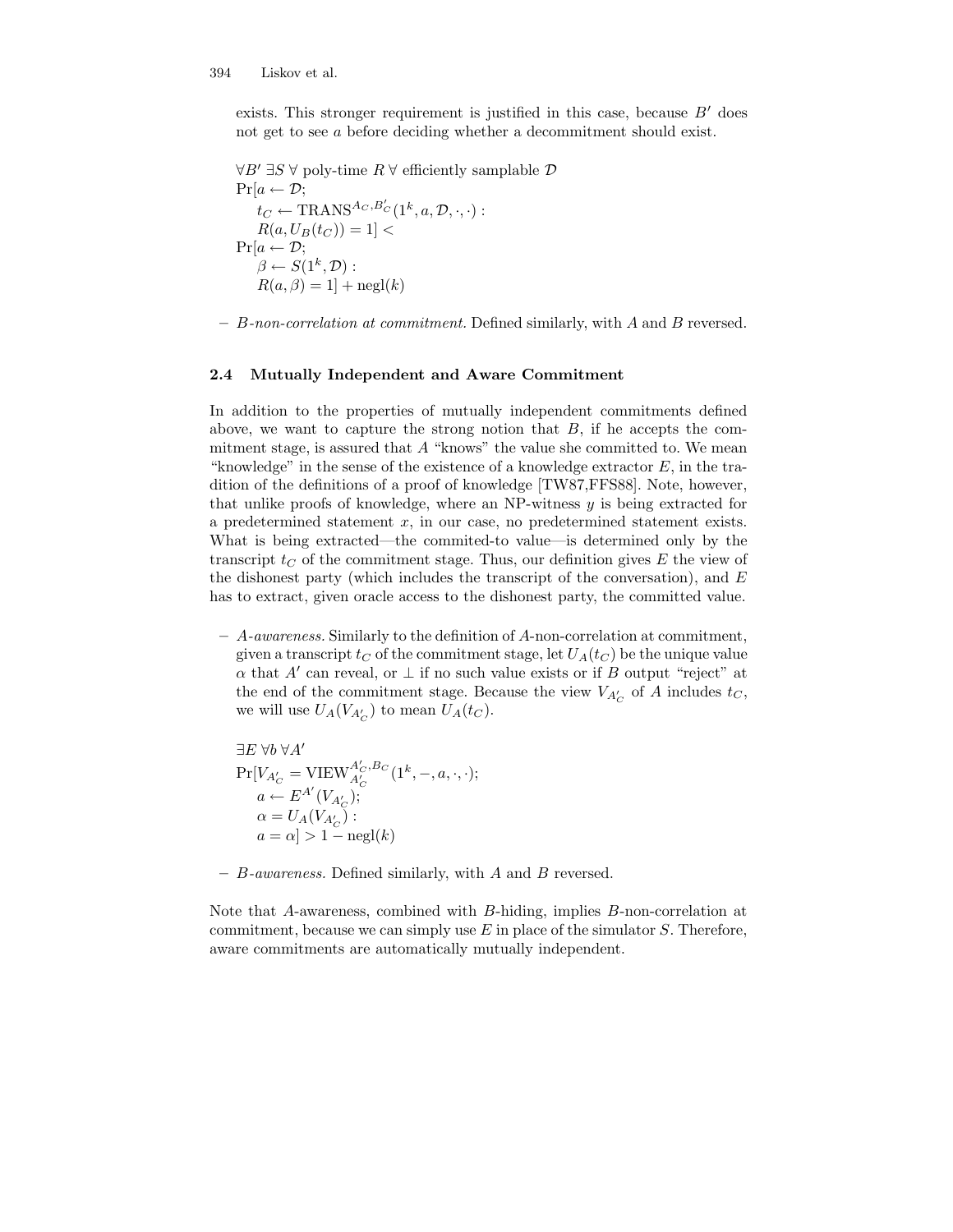exists. This stronger requirement is justified in this case, because $B'$ does not get to see $a$ before deciding whether a decommitment should exist.

$$
\begin{aligned}
&\forall B' \; \exists S \; \forall \text{ poly-time } R \; \forall \text{ efficiently samplable } \mathcal{D} \\
&\Pr[a \leftarrow \mathcal{D}; \\
&\quad t_C \leftarrow \mathrm{TRANS}^{A_C, B'_C}(1^k, a, \mathcal{D}, \cdot, \cdot) : \\
&\quad R(a, U_B(t_C)) = 1] < \\
&\Pr[a \leftarrow \mathcal{D}; \\
&\quad \beta \leftarrow S(1^k, \mathcal{D}) : \\
&\quad R(a, \beta) = 1] + \mathrm{negl}(k)
\end{aligned}
$$

– *B-non-correlation at commitment.* Defined similarly, with $A$ and $B$ reversed.

### 2.4 Mutually Independent and Aware Commitment

In addition to the properties of mutually independent commitments defined above, we want to capture the strong notion that $B$, if he accepts the commitment stage, is assured that $A$ "knows" the value she committed to. We mean "knowledge" in the sense of the existence of a knowledge extractor $E$, in the tradition of the definitions of a proof of knowledge [TW87,FFS88]. Note, however, that unlike proofs of knowledge, where an NP-witness $y$ is being extracted for a predetermined statement $x$, in our case, no predetermined statement exists. What is being extracted—the commited-to value—is determined only by the transcript $t_C$ of the commitment stage. Thus, our definition gives $E$ the view of the dishonest party (which includes the transcript of the conversation), and $E$ has to extract, given oracle access to the dishonest party, the committed value.

– *A-awareness.* Similarly to the definition of $A$-non-correlation at commitment, given a transcript $t_C$ of the commitment stage, let $U_A(t_C)$ be the unique value $\alpha$ that $A'$ can reveal, or $\perp$ if no such value exists or if $B$ output "reject" at the end of the commitment stage. Because the view $V_{A'_C}$ of $A$ includes $t_C$, we will use $U_A(V_{A'_C})$ to mean $U_A(t_C)$.

$$
\begin{aligned}
&\exists E \; \forall b \; \forall A' \\
&\Pr[V_{A'_C} = \mathrm{VIEW}_{A'_C}^{A'_C, B_C}(1^k, -, a, \cdot, \cdot); \\
&\quad a \leftarrow E^{A'}(V_{A'_C}); \\
&\quad \alpha = U_A(V_{A'_C}) : \\
&\quad a = \alpha] > 1 - \mathrm{negl}(k)
\end{aligned}
$$

– *B-awareness.* Defined similarly, with $A$ and $B$ reversed.

Note that $A$-awareness, combined with $B$-hiding, implies $B$-non-correlation at commitment, because we can simply use $E$ in place of the simulator $S$. Therefore, aware commitments are automatically mutually independent.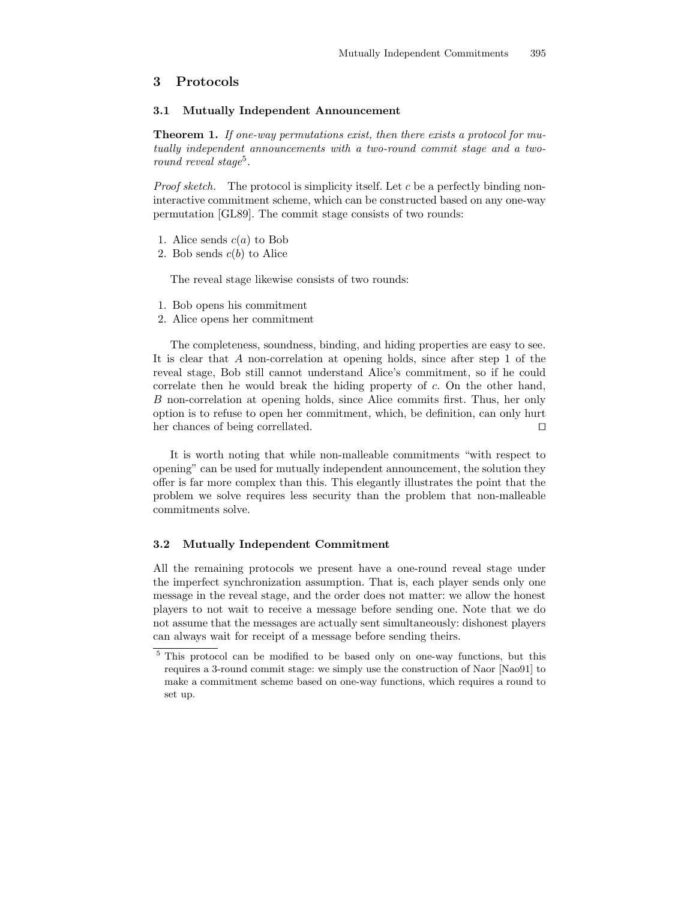## 3 Protocols

### 3.1 Mutually Independent Announcement

**Theorem 1.** *If one-way permutations exist, then there exists a protocol for mutually independent announcements with a two-round commit stage and a two-round reveal stage*[5].

*Proof sketch.* The protocol is simplicity itself. Let $c$ be a perfectly binding non-interactive commitment scheme, which can be constructed based on any one-way permutation [GL89]. The commit stage consists of two rounds:

1. Alice sends $c(a)$ to Bob
2. Bob sends $c(b)$ to Alice

The reveal stage likewise consists of two rounds:

1. Bob opens his commitment
2. Alice opens her commitment

The completeness, soundness, binding, and hiding properties are easy to see. It is clear that $A$ non-correlation at opening holds, since after step 1 of the reveal stage, Bob still cannot understand Alice's commitment, so if he could correlate then he would break the hiding property of $c$. On the other hand, $B$ non-correlation at opening holds, since Alice commits first. Thus, her only option is to refuse to open her commitment, which, be definition, can only hurt her chances of being correlated. □

It is worth noting that while non-malleable commitments "with respect to opening" can be used for mutually independent announcement, the solution they offer is far more complex than this. This elegantly illustrates the point that the problem we solve requires less security than the problem that non-malleable commitments solve.

### 3.2 Mutually Independent Commitment

All the remaining protocols we present have a one-round reveal stage under the imperfect synchronization assumption. That is, each player sends only one message in the reveal stage, and the order does not matter: we allow the honest players to not wait to receive a message before sending one. Note that we do not assume that the messages are actually sent simultaneously: dishonest players can always wait for receipt of a message before sending theirs.

[5] This protocol can be modified to be based only on one-way functions, but this requires a 3-round commit stage: we simply use the construction of Naor [Nao91] to make a commitment scheme based on one-way functions, which requires a round to set up.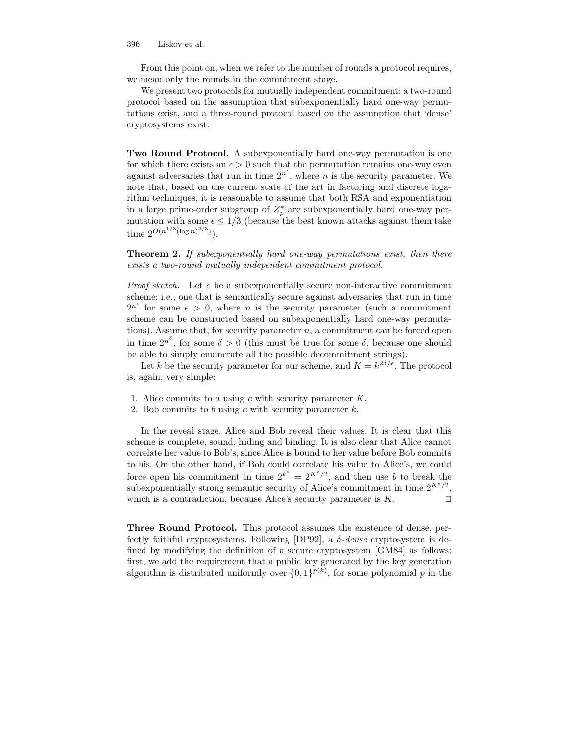From this point on, when we refer to the number of rounds a protocol requires, we mean only the rounds in the commitment stage.

We present two protocols for mutually independent commitment: a two-round protocol based on the assumption that subexponentially hard one-way permutations exist, and a three-round protocol based on the assumption that 'dense' cryptosystems exist.

**Two Round Protocol.** A subexponentially hard one-way permutation is one for which there exists an $\epsilon > 0$ such that the permutation remains one-way even against adversaries that run in time $2^{n^\epsilon}$, where $n$ is the security parameter. We note that, based on the current state of the art in factoring and discrete logarithm techniques, it is reasonable to assume that both RSA and exponentiation in a large prime-order subgroup of $Z_p^*$ are subexponentially hard one-way permutation with some $\epsilon \leq 1/3$ (because the best known attacks against them take time $2^{O(n^{1/3}(\log n)^{2/3})}$).

**Theorem 2.** *If subexponentially hard one-way permutations exist, then there exists a two-round mutually independent commitment protocol.*

*Proof sketch.* Let $c$ be a subexponentially secure non-interactive commitment scheme: i.e., one that is semantically secure against adversaries that run in time $2^{n^\epsilon}$ for some $\epsilon > 0$, where $n$ is the security parameter (such a commitment scheme can be constructed based on subexponentially hard one-way permutations). Assume that, for security parameter $n$, a commitment can be forced open in time $2^{n^\delta}$, for some $\delta > 0$ (this must be true for some $\delta$, because one should be able to simply enumerate all the possible decommitment strings).

Let $k$ be the security parameter for our scheme, and $K = k^{2\delta/\epsilon}$. The protocol is, again, very simple:

1. Alice commits to $a$ using $c$ with security parameter $K$.
2. Bob commits to $b$ using $c$ with security parameter $k$,

In the reveal stage, Alice and Bob reveal their values. It is clear that this scheme is complete, sound, hiding and binding. It is also clear that Alice cannot correlate her value to Bob's, since Alice is bound to her value before Bob commits to his. On the other hand, if Bob could correlate his value to Alice's, we could force open his commitment in time $2^{k^\delta} = 2^{K^\epsilon/2}$, and then use $b$ to break the subexponentially strong semantic security of Alice's commitment in time $2^{K^\epsilon/2}$, which is a contradiction, because Alice's security parameter is $K$. $\square$

**Three Round Protocol.** This protocol assumes the existence of dense, perfectly faithful cryptosystems. Following [DP92], a *$\delta$-dense* cryptosystem is defined by modifying the definition of a secure cryptosystem [GM84] as follows: first, we add the requirement that a public key generated by the key generation algorithm is distributed uniformly over $\{0,1\}^{p(k)}$, for some polynomial $p$ in the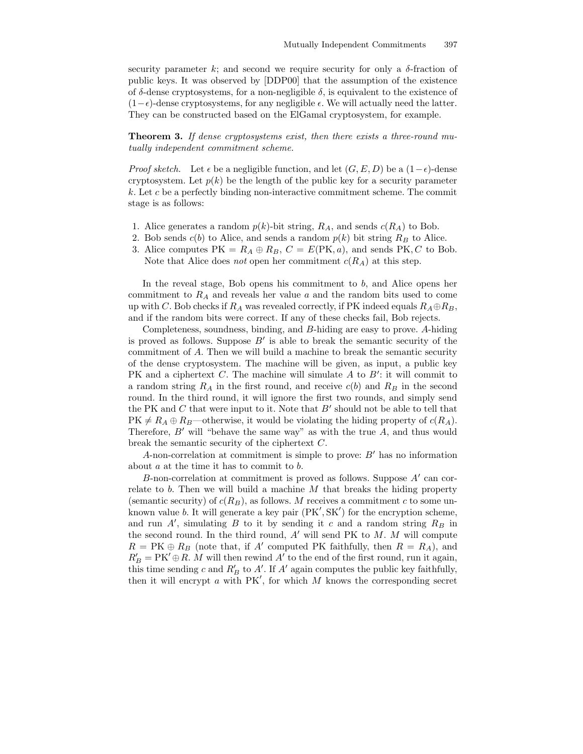security parameter $k$; and second we require security for only a $\delta$-fraction of public keys. It was observed by [DDP00] that the assumption of the existence of $\delta$-dense cryptosystems, for a non-negligible $\delta$, is equivalent to the existence of $(1-\epsilon)$-dense cryptosystems, for any negligible $\epsilon$. We will actually need the latter. They can be constructed based on the ElGamal cryptosystem, for example.

**Theorem 3.** *If dense cryptosystems exist, then there exists a three-round mutually independent commitment scheme.*

*Proof sketch.* Let $\epsilon$ be a negligible function, and let $(G, E, D)$ be a $(1-\epsilon)$-dense cryptosystem. Let $p(k)$ be the length of the public key for a security parameter $k$. Let $c$ be a perfectly binding non-interactive commitment scheme. The commit stage is as follows:

1. Alice generates a random $p(k)$-bit string, $R_A$, and sends $c(R_A)$ to Bob.
2. Bob sends $c(b)$ to Alice, and sends a random $p(k)$ bit string $R_B$ to Alice.
3. Alice computes $\mathrm{PK} = R_A \oplus R_B$, $C = E(\mathrm{PK}, a)$, and sends $\mathrm{PK}, C$ to Bob. Note that Alice does *not* open her commitment $c(R_A)$ at this step.

In the reveal stage, Bob opens his commitment to $b$, and Alice opens her commitment to $R_A$ and reveals her value $a$ and the random bits used to come up with $C$. Bob checks if $R_A$ was revealed correctly, if PK indeed equals $R_A \oplus R_B$, and if the random bits were correct. If any of these checks fail, Bob rejects.

Completeness, soundness, binding, and $B$-hiding are easy to prove. $A$-hiding is proved as follows. Suppose $B'$ is able to break the semantic security of the commitment of $A$. Then we will build a machine to break the semantic security of the dense cryptosystem. The machine will be given, as input, a public key PK and a ciphertext $C$. The machine will simulate $A$ to $B'$: it will commit to a random string $R_A$ in the first round, and receive $c(b)$ and $R_B$ in the second round. In the third round, it will ignore the first two rounds, and simply send the PK and $C$ that were input to it. Note that $B'$ should not be able to tell that $\mathrm{PK} \neq R_A \oplus R_B$—otherwise, it would be violating the hiding property of $c(R_A)$. Therefore, $B'$ will "behave the same way" as with the true $A$, and thus would break the semantic security of the ciphertext $C$.

$A$-non-correlation at commitment is simple to prove: $B'$ has no information about $a$ at the time it has to commit to $b$.

$B$-non-correlation at commitment is proved as follows. Suppose $A'$ can correlate to $b$. Then we will build a machine $M$ that breaks the hiding property (semantic security) of $c(R_B)$, as follows. $M$ receives a commitment $c$ to some unknown value $b$. It will generate a key pair $(\mathrm{PK}', \mathrm{SK}')$ for the encryption scheme, and run $A'$, simulating $B$ to it by sending it $c$ and a random string $R_B$ in the second round. In the third round, $A'$ will send PK to $M$. $M$ will compute $R = \mathrm{PK} \oplus R_B$ (note that, if $A'$ computed PK faithfully, then $R = R_A$), and $R'_B = \mathrm{PK}' \oplus R$. $M$ will then rewind $A'$ to the end of the first round, run it again, this time sending $c$ and $R'_B$ to $A'$. If $A'$ again computes the public key faithfully, then it will encrypt $a$ with $\mathrm{PK}'$, for which $M$ knows the corresponding secret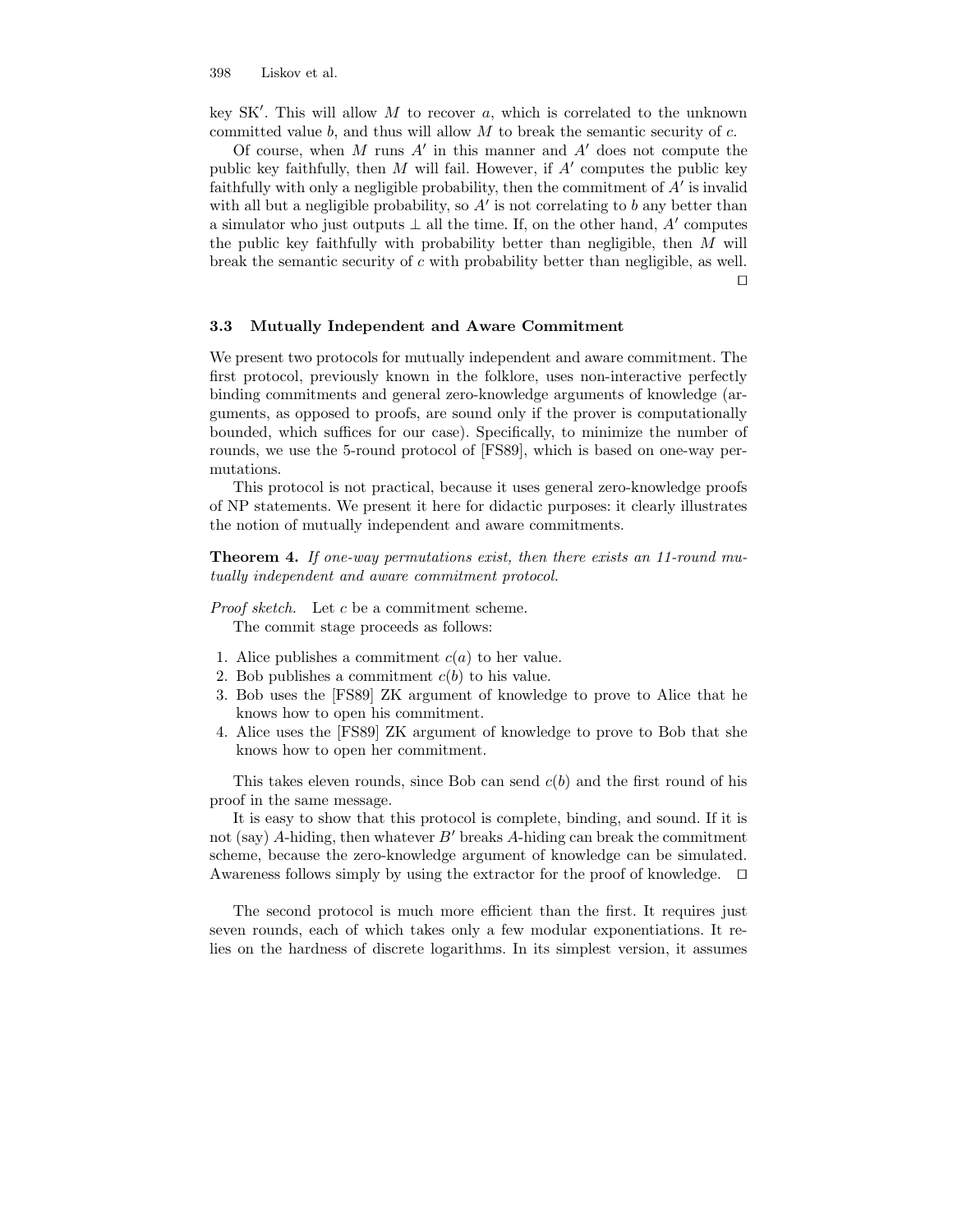key $\mathrm{SK}'$. This will allow $M$ to recover $a$, which is correlated to the unknown committed value $b$, and thus will allow $M$ to break the semantic security of $c$.

Of course, when $M$ runs $A'$ in this manner and $A'$ does not compute the public key faithfully, then $M$ will fail. However, if $A'$ computes the public key faithfully with only a negligible probability, then the commitment of $A'$ is invalid with all but a negligible probability, so $A'$ is not correlating to $b$ any better than a simulator who just outputs $\perp$ all the time. If, on the other hand, $A'$ computes the public key faithfully with probability better than negligible, then $M$ will break the semantic security of $c$ with probability better than negligible, as well. □

### 3.3 Mutually Independent and Aware Commitment

We present two protocols for mutually independent and aware commitment. The first protocol, previously known in the folklore, uses non-interactive perfectly binding commitments and general zero-knowledge arguments of knowledge (arguments, as opposed to proofs, are sound only if the prover is computationally bounded, which suffices for our case). Specifically, to minimize the number of rounds, we use the 5-round protocol of [FS89], which is based on one-way permutations.

This protocol is not practical, because it uses general zero-knowledge proofs of NP statements. We present it here for didactic purposes: it clearly illustrates the notion of mutually independent and aware commitments.

**Theorem 4.** *If one-way permutations exist, then there exists an 11-round mutually independent and aware commitment protocol.*

*Proof sketch.* Let $c$ be a commitment scheme.

The commit stage proceeds as follows:

1. Alice publishes a commitment $c(a)$ to her value.
2. Bob publishes a commitment $c(b)$ to his value.
3. Bob uses the [FS89] ZK argument of knowledge to prove to Alice that he knows how to open his commitment.
4. Alice uses the [FS89] ZK argument of knowledge to prove to Bob that she knows how to open her commitment.

This takes eleven rounds, since Bob can send $c(b)$ and the first round of his proof in the same message.

It is easy to show that this protocol is complete, binding, and sound. If it is not (say) $A$-hiding, then whatever $B'$ breaks $A$-hiding can break the commitment scheme, because the zero-knowledge argument of knowledge can be simulated. Awareness follows simply by using the extractor for the proof of knowledge. □

The second protocol is much more efficient than the first. It requires just seven rounds, each of which takes only a few modular exponentiations. It relies on the hardness of discrete logarithms. In its simplest version, it assumes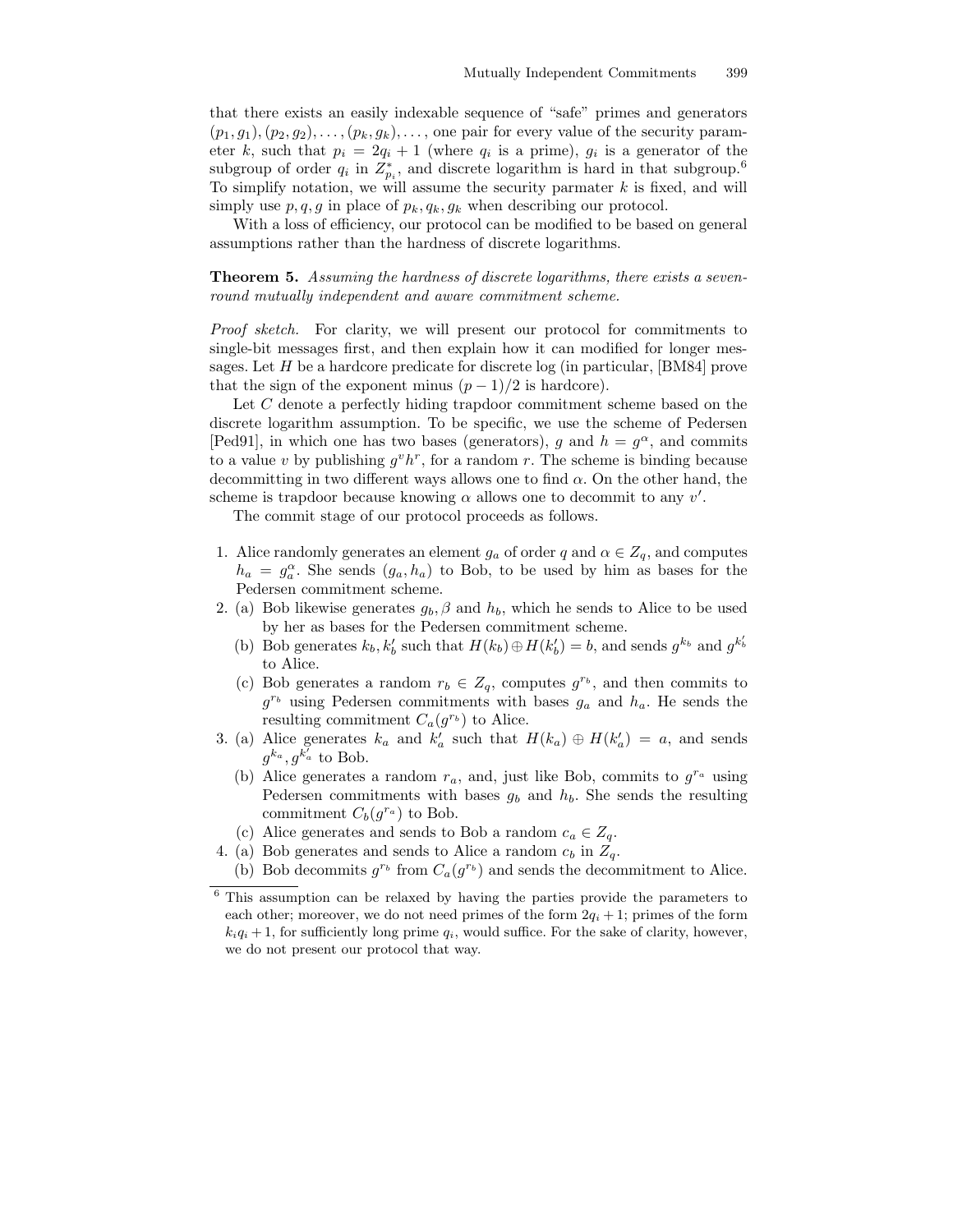that there exists an easily indexable sequence of "safe" primes and generators $(p_1, g_1), (p_2, g_2), \ldots, (p_k, g_k), \ldots$, one pair for every value of the security parameter $k$, such that $p_i = 2q_i + 1$ (where $q_i$ is a prime), $g_i$ is a generator of the subgroup of order $q_i$ in $Z_{p_i}^*$, and discrete logarithm is hard in that subgroup.[6] To simplify notation, we will assume the security parmater $k$ is fixed, and will simply use $p, q, g$ in place of $p_k, q_k, g_k$ when describing our protocol.

With a loss of efficiency, our protocol can be modified to be based on general assumptions rather than the hardness of discrete logarithms.

**Theorem 5.** *Assuming the hardness of discrete logarithms, there exists a seven-round mutually independent and aware commitment scheme.*

*Proof sketch.* For clarity, we will present our protocol for commitments to single-bit messages first, and then explain how it can modified for longer messages. Let $H$ be a hardcore predicate for discrete log (in particular, [BM84] prove that the sign of the exponent minus $(p-1)/2$ is hardcore).

Let $C$ denote a perfectly hiding trapdoor commitment scheme based on the discrete logarithm assumption. To be specific, we use the scheme of Pedersen [Ped91], in which one has two bases (generators), $g$ and $h = g^\alpha$, and commits to a value $v$ by publishing $g^v h^r$, for a random $r$. The scheme is binding because decommitting in two different ways allows one to find $\alpha$. On the other hand, the scheme is trapdoor because knowing $\alpha$ allows one to decommit to any $v'$.

The commit stage of our protocol proceeds as follows.

1. Alice randomly generates an element $g_a$ of order $q$ and $\alpha \in Z_q$, and computes $h_a = g_a^\alpha$. She sends $(g_a, h_a)$ to Bob, to be used by him as bases for the Pedersen commitment scheme.
2. (a) Bob likewise generates $g_b, \beta$ and $h_b$, which he sends to Alice to be used by her as bases for the Pedersen commitment scheme.
   (b) Bob generates $k_b, k_b'$ such that $H(k_b) \oplus H(k_b') = b$, and sends $g^{k_b}$ and $g^{k_b'}$ to Alice.
   (c) Bob generates a random $r_b \in Z_q$, computes $g^{r_b}$, and then commits to $g^{r_b}$ using Pedersen commitments with bases $g_a$ and $h_a$. He sends the resulting commitment $C_a(g^{r_b})$ to Alice.
3. (a) Alice generates $k_a$ and $k_a'$ such that $H(k_a) \oplus H(k_a') = a$, and sends $g^{k_a}, g^{k_a'}$ to Bob.
   (b) Alice generates a random $r_a$, and, just like Bob, commits to $g^{r_a}$ using Pedersen commitments with bases $g_b$ and $h_b$. She sends the resulting commitment $C_b(g^{r_a})$ to Bob.
   (c) Alice generates and sends to Bob a random $c_a \in Z_q$.
4. (a) Bob generates and sends to Alice a random $c_b$ in $Z_q$.
   (b) Bob decommits $g^{r_b}$ from $C_a(g^{r_b})$ and sends the decommitment to Alice.

[6] This assumption can be relaxed by having the parties provide the parameters to each other; moreover, we do not need primes of the form $2q_i + 1$; primes of the form $k_i q_i + 1$, for sufficiently long prime $q_i$, would suffice. For the sake of clarity, however, we do not present our protocol that way.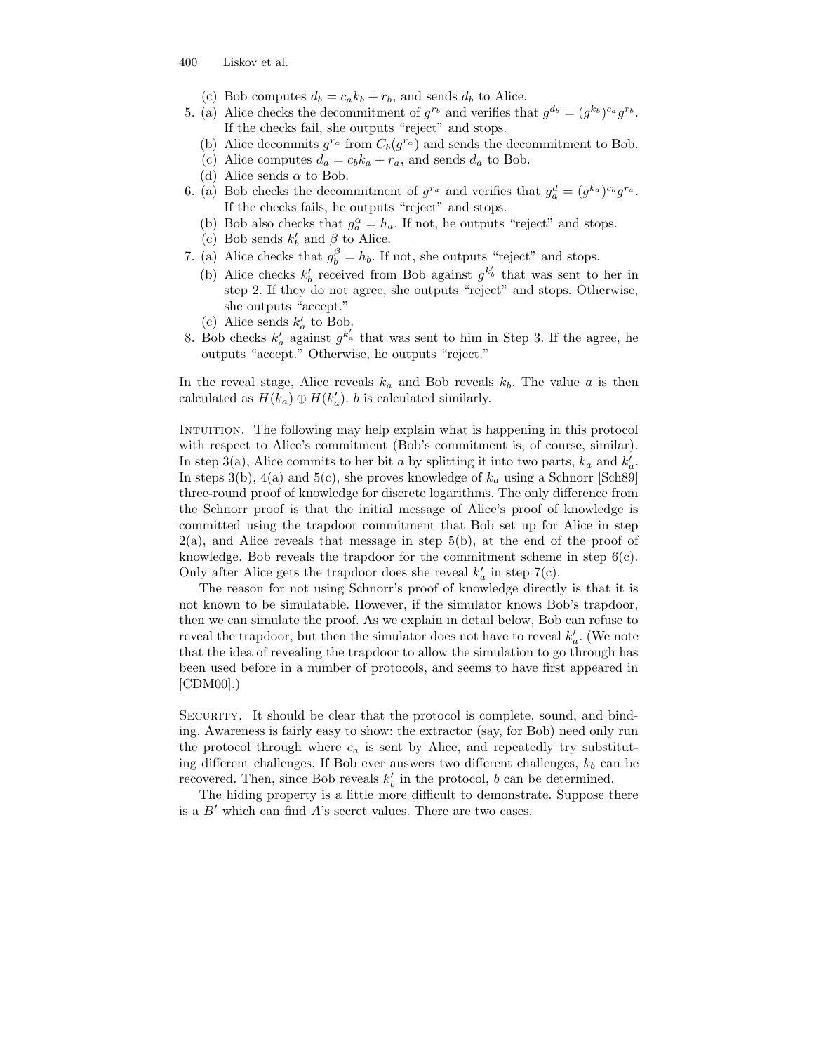(c) Bob computes $d_b = c_a k_b + r_b$, and sends $d_b$ to Alice.

5. (a) Alice checks the decommitment of $g^{r_b}$ and verifies that $g^{d_b} = (g^{k_b})^{c_a} g^{r_b}$. If the checks fail, she outputs "reject" and stops.
   (b) Alice decommits $g^{r_a}$ from $C_b(g^{r_a})$ and sends the decommitment to Bob.
   (c) Alice computes $d_a = c_b k_a + r_a$, and sends $d_a$ to Bob.
   (d) Alice sends $\alpha$ to Bob.
6. (a) Bob checks the decommitment of $g^{r_a}$ and verifies that $g_a^d = (g^{k_a})^{c_b} g^{r_a}$. If the checks fails, he outputs "reject" and stops.
   (b) Bob also checks that $g_a^{\alpha} = h_a$. If not, he outputs "reject" and stops.
   (c) Bob sends $k_b'$ and $\beta$ to Alice.
7. (a) Alice checks that $g_b^{\beta} = h_b$. If not, she outputs "reject" and stops.
   (b) Alice checks $k_b'$ received from Bob against $g^{k_b'}$ that was sent to her in step 2. If they do not agree, she outputs "reject" and stops. Otherwise, she outputs "accept."
   (c) Alice sends $k_a'$ to Bob.
8. Bob checks $k_a'$ against $g^{k_a'}$ that was sent to him in Step 3. If the agree, he outputs "accept." Otherwise, he outputs "reject."

In the reveal stage, Alice reveals $k_a$ and Bob reveals $k_b$. The value $a$ is then calculated as $H(k_a) \oplus H(k_a')$. $b$ is calculated similarly.

Intuition. The following may help explain what is happening in this protocol with respect to Alice's commitment (Bob's commitment is, of course, similar). In step 3(a), Alice commits to her bit $a$ by splitting it into two parts, $k_a$ and $k_a'$. In steps 3(b), 4(a) and 5(c), she proves knowledge of $k_a$ using a Schnorr [Sch89] three-round proof of knowledge for discrete logarithms. The only difference from the Schnorr proof is that the initial message of Alice's proof of knowledge is committed using the trapdoor commitment that Bob set up for Alice in step 2(a), and Alice reveals that message in step 5(b), at the end of the proof of knowledge. Bob reveals the trapdoor for the commitment scheme in step 6(c). Only after Alice gets the trapdoor does she reveal $k_a'$ in step 7(c).

The reason for not using Schnorr's proof of knowledge directly is that it is not known to be simulatable. However, if the simulator knows Bob's trapdoor, then we can simulate the proof. As we explain in detail below, Bob can refuse to reveal the trapdoor, but then the simulator does not have to reveal $k_a'$. (We note that the idea of revealing the trapdoor to allow the simulation to go through has been used before in a number of protocols, and seems to have first appeared in [CDM00].)

Security. It should be clear that the protocol is complete, sound, and binding. Awareness is fairly easy to show: the extractor (say, for Bob) need only run the protocol through where $c_a$ is sent by Alice, and repeatedly try substituting different challenges. If Bob ever answers two different challenges, $k_b$ can be recovered. Then, since Bob reveals $k_b'$ in the protocol, $b$ can be determined.

The hiding property is a little more difficult to demonstrate. Suppose there is a $B'$ which can find $A$'s secret values. There are two cases.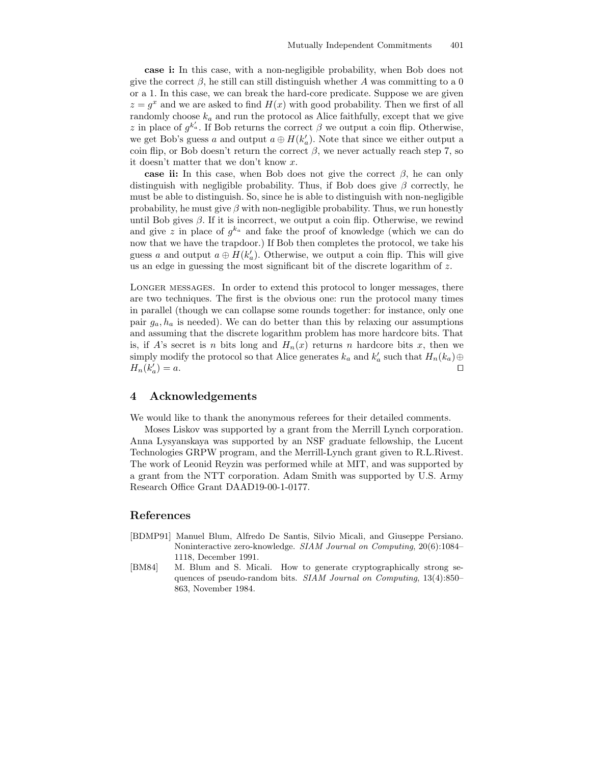**case i:** In this case, with a non-negligible probability, when Bob does not give the correct $\beta$, he still can still distinguish whether $A$ was committing to a 0 or a 1. In this case, we can break the hard-core predicate. Suppose we are given $z = g^x$ and we are asked to find $H(x)$ with good probability. Then we first of all randomly choose $k_a$ and run the protocol as Alice faithfully, except that we give $z$ in place of $g^{k'_a}$. If Bob returns the correct $\beta$ we output a coin flip. Otherwise, we get Bob's guess $a$ and output $a \oplus H(k'_a)$. Note that since we either output a coin flip, or Bob doesn't return the correct $\beta$, we never actually reach step 7, so it doesn't matter that we don't know $x$.

**case ii:** In this case, when Bob does not give the correct $\beta$, he can only distinguish with negligible probability. Thus, if Bob does give $\beta$ correctly, he must be able to distinguish. So, since he is able to distinguish with non-negligible probability, he must give $\beta$ with non-negligible probability. Thus, we run honestly until Bob gives $\beta$. If it is incorrect, we output a coin flip. Otherwise, we rewind and give $z$ in place of $g^{k_a}$ and fake the proof of knowledge (which we can do now that we have the trapdoor.) If Bob then completes the protocol, we take his guess $a$ and output $a \oplus H(k'_a)$. Otherwise, we output a coin flip. This will give us an edge in guessing the most significant bit of the discrete logarithm of $z$.

Longer messages. In order to extend this protocol to longer messages, there are two techniques. The first is the obvious one: run the protocol many times in parallel (though we can collapse some rounds together: for instance, only one pair $g_a, h_a$ is needed). We can do better than this by relaxing our assumptions and assuming that the discrete logarithm problem has more hardcore bits. That is, if $A$'s secret is $n$ bits long and $H_n(x)$ returns $n$ hardcore bits $x$, then we simply modify the protocol so that Alice generates $k_a$ and $k'_a$ such that $H_n(k_a) \oplus H_n(k'_a) = a$. □

## 4 Acknowledgements

We would like to thank the anonymous referees for their detailed comments.

Moses Liskov was supported by a grant from the Merrill Lynch corporation. Anna Lysyanskaya was supported by an NSF graduate fellowship, the Lucent Technologies GRPW program, and the Merrill-Lynch grant given to R.L.Rivest. The work of Leonid Reyzin was performed while at MIT, and was supported by a grant from the NTT corporation. Adam Smith was supported by U.S. Army Research Office Grant DAAD19-00-1-0177.

## References

[BDMP91] Manuel Blum, Alfredo De Santis, Silvio Micali, and Giuseppe Persiano. Noninteractive zero-knowledge. *SIAM Journal on Computing*, 20(6):1084–1118, December 1991.

[BM84] M. Blum and S. Micali. How to generate cryptographically strong sequences of pseudo-random bits. *SIAM Journal on Computing*, 13(4):850–863, November 1984.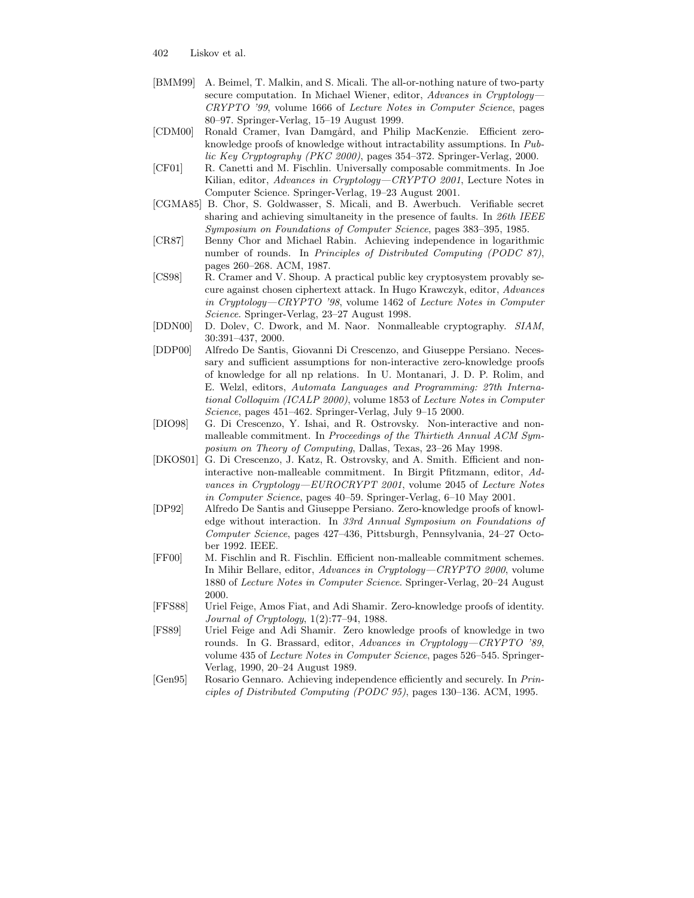- [BMM99] A. Beimel, T. Malkin, and S. Micali. The all-or-nothing nature of two-party secure computation. In Michael Wiener, editor, *Advances in Cryptology—CRYPTO '99*, volume 1666 of *Lecture Notes in Computer Science*, pages 80–97. Springer-Verlag, 15–19 August 1999.
- [CDM00] Ronald Cramer, Ivan Damgård, and Philip MacKenzie. Efficient zero-knowledge proofs of knowledge without intractability assumptions. In *Public Key Cryptography (PKC 2000)*, pages 354–372. Springer-Verlag, 2000.
- [CF01] R. Canetti and M. Fischlin. Universally composable commitments. In Joe Kilian, editor, *Advances in Cryptology—CRYPTO 2001*, Lecture Notes in Computer Science. Springer-Verlag, 19–23 August 2001.
- [CGMA85] B. Chor, S. Goldwasser, S. Micali, and B. Awerbuch. Verifiable secret sharing and achieving simultaneity in the presence of faults. In *26th IEEE Symposium on Foundations of Computer Science*, pages 383–395, 1985.
- [CR87] Benny Chor and Michael Rabin. Achieving independence in logarithmic number of rounds. In *Principles of Distributed Computing (PODC 87)*, pages 260–268. ACM, 1987.
- [CS98] R. Cramer and V. Shoup. A practical public key cryptosystem provably secure against chosen ciphertext attack. In Hugo Krawczyk, editor, *Advances in Cryptology—CRYPTO '98*, volume 1462 of *Lecture Notes in Computer Science*. Springer-Verlag, 23–27 August 1998.
- [DDN00] D. Dolev, C. Dwork, and M. Naor. Nonmalleable cryptography. *SIAM*, 30:391–437, 2000.
- [DDP00] Alfredo De Santis, Giovanni Di Crescenzo, and Giuseppe Persiano. Necessary and sufficient assumptions for non-interactive zero-knowledge proofs of knowledge for all np relations. In U. Montanari, J. D. P. Rolim, and E. Welzl, editors, *Automata Languages and Programming: 27th International Colloquim (ICALP 2000)*, volume 1853 of *Lecture Notes in Computer Science*, pages 451–462. Springer-Verlag, July 9–15 2000.
- [DIO98] G. Di Crescenzo, Y. Ishai, and R. Ostrovsky. Non-interactive and non-malleable commitment. In *Proceedings of the Thirtieth Annual ACM Symposium on Theory of Computing*, Dallas, Texas, 23–26 May 1998.
- [DKOS01] G. Di Crescenzo, J. Katz, R. Ostrovsky, and A. Smith. Efficient and non-interactive non-malleable commitment. In Birgit Pfitzmann, editor, *Advances in Cryptology—EUROCRYPT 2001*, volume 2045 of *Lecture Notes in Computer Science*, pages 40–59. Springer-Verlag, 6–10 May 2001.
- [DP92] Alfredo De Santis and Giuseppe Persiano. Zero-knowledge proofs of knowledge without interaction. In *33rd Annual Symposium on Foundations of Computer Science*, pages 427–436, Pittsburgh, Pennsylvania, 24–27 October 1992. IEEE.
- [FF00] M. Fischlin and R. Fischlin. Efficient non-malleable commitment schemes. In Mihir Bellare, editor, *Advances in Cryptology—CRYPTO 2000*, volume 1880 of *Lecture Notes in Computer Science*. Springer-Verlag, 20–24 August 2000.
- [FFS88] Uriel Feige, Amos Fiat, and Adi Shamir. Zero-knowledge proofs of identity. *Journal of Cryptology*, 1(2):77–94, 1988.
- [FS89] Uriel Feige and Adi Shamir. Zero knowledge proofs of knowledge in two rounds. In G. Brassard, editor, *Advances in Cryptology—CRYPTO '89*, volume 435 of *Lecture Notes in Computer Science*, pages 526–545. Springer-Verlag, 1990, 20–24 August 1989.
- [Gen95] Rosario Gennaro. Achieving independence efficiently and securely. In *Principles of Distributed Computing (PODC 95)*, pages 130–136. ACM, 1995.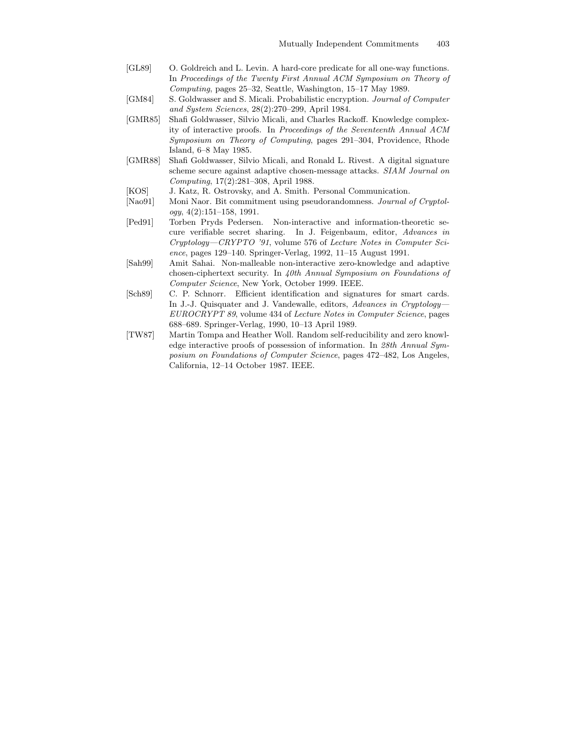[GL89] O. Goldreich and L. Levin. A hard-core predicate for all one-way functions. In *Proceedings of the Twenty First Annual ACM Symposium on Theory of Computing*, pages 25–32, Seattle, Washington, 15–17 May 1989.

[GM84] S. Goldwasser and S. Micali. Probabilistic encryption. *Journal of Computer and System Sciences*, 28(2):270–299, April 1984.

[GMR85] Shafi Goldwasser, Silvio Micali, and Charles Rackoff. Knowledge complexity of interactive proofs. In *Proceedings of the Seventeenth Annual ACM Symposium on Theory of Computing*, pages 291–304, Providence, Rhode Island, 6–8 May 1985.

[GMR88] Shafi Goldwasser, Silvio Micali, and Ronald L. Rivest. A digital signature scheme secure against adaptive chosen-message attacks. *SIAM Journal on Computing*, 17(2):281–308, April 1988.

[KOS] J. Katz, R. Ostrovsky, and A. Smith. Personal Communication.

[Nao91] Moni Naor. Bit commitment using pseudorandomness. *Journal of Cryptology*, 4(2):151–158, 1991.

[Ped91] Torben Pryds Pedersen. Non-interactive and information-theoretic secure verifiable secret sharing. In J. Feigenbaum, editor, *Advances in Cryptology—CRYPTO '91*, volume 576 of *Lecture Notes in Computer Science*, pages 129–140. Springer-Verlag, 1992, 11–15 August 1991.

[Sah99] Amit Sahai. Non-malleable non-interactive zero-knowledge and adaptive chosen-ciphertext security. In *40th Annual Symposium on Foundations of Computer Science*, New York, October 1999. IEEE.

[Sch89] C. P. Schnorr. Efficient identification and signatures for smart cards. In J.-J. Quisquater and J. Vandewalle, editors, *Advances in Cryptology—EUROCRYPT 89*, volume 434 of *Lecture Notes in Computer Science*, pages 688–689. Springer-Verlag, 1990, 10–13 April 1989.

[TW87] Martin Tompa and Heather Woll. Random self-reducibility and zero knowledge interactive proofs of possession of information. In *28th Annual Symposium on Foundations of Computer Science*, pages 472–482, Los Angeles, California, 12–14 October 1987. IEEE.